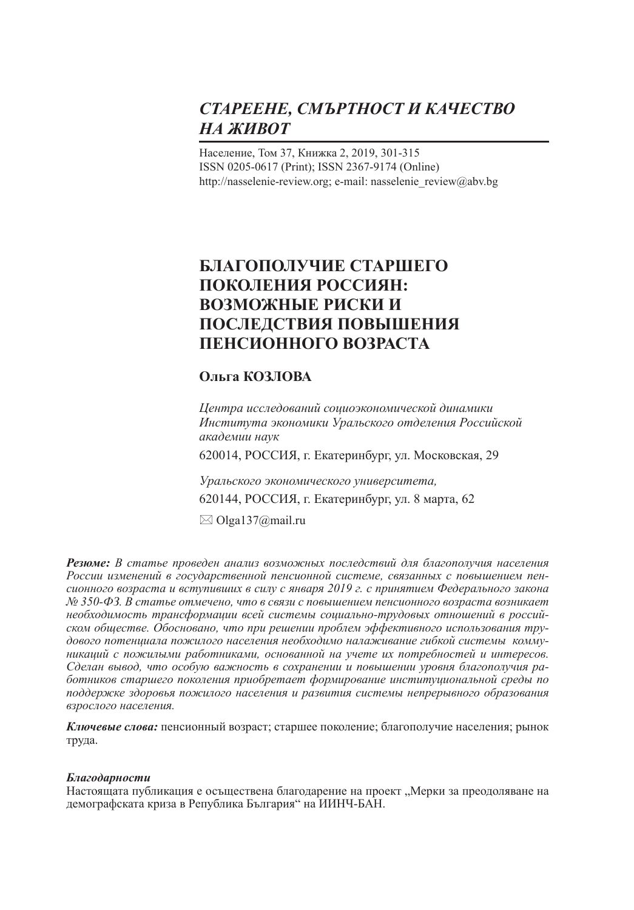*СТАРЕЕНЕ, СМЪРТНОСТ И КАЧЕСТВО НА ЖИВОТ*

Население, Том 37, Книжка 2, 2019, 301-315
ISSN 0205-0617 (Print); ISSN 2367-9174 (Online)
http://nasselenie-review.org; e-mail: nasselenie_review@abv.bg

# БЛАГОПОЛУЧИЕ СТАРШЕГО ПОКОЛЕНИЯ РОССИЯН: ВОЗМОЖНЫЕ РИСКИ И ПОСЛЕДСТВИЯ ПОВЫШЕНИЯ ПЕНСИОННОГО ВОЗРАСТА

**Ольга КОЗЛОВА**

*Центра исследований социоэкономической динамики Института экономики Уральского отделения Российской академии наук*

620014, РОССИЯ, г. Екатеринбург, ул. Московская, 29

*Уральского экономического университета,*

620144, РОССИЯ, г. Екатеринбург, ул. 8 марта, 62

✉ Olga137@mail.ru

***Резюме:*** *В статье проведен анализ возможных последствий для благополучия населения России изменений в государственной пенсионной системе, связанных с повышением пенсионного возраста и вступивших в силу с января 2019 г. с принятием Федерального закона № 350-ФЗ. В статье отмечено, что в связи с повышением пенсионного возраста возникает необходимость трансформации всей системы социально-трудовых отношений в российском обществе. Обосновано, что при решении проблем эффективного использования трудового потенциала пожилого населения необходимо налаживание гибкой системы коммуникаций с пожилыми работниками, основанной на учете их потребностей и интересов. Сделан вывод, что особую важность в сохранении и повышении уровня благополучия работников старшего поколения приобретает формирование институциональной среды по поддержке здоровья пожилого населения и развития системы непрерывного образования взрослого населения.*

***Ключевые слова:*** пенсионный возраст; старшее поколение; благополучие населения; рынок труда.

***Благодарности***

Настоящата публикация е осъществена благодарение на проект „Мерки за преодоляване на демографската криза в Република България“ на ИИНЧ-БАН.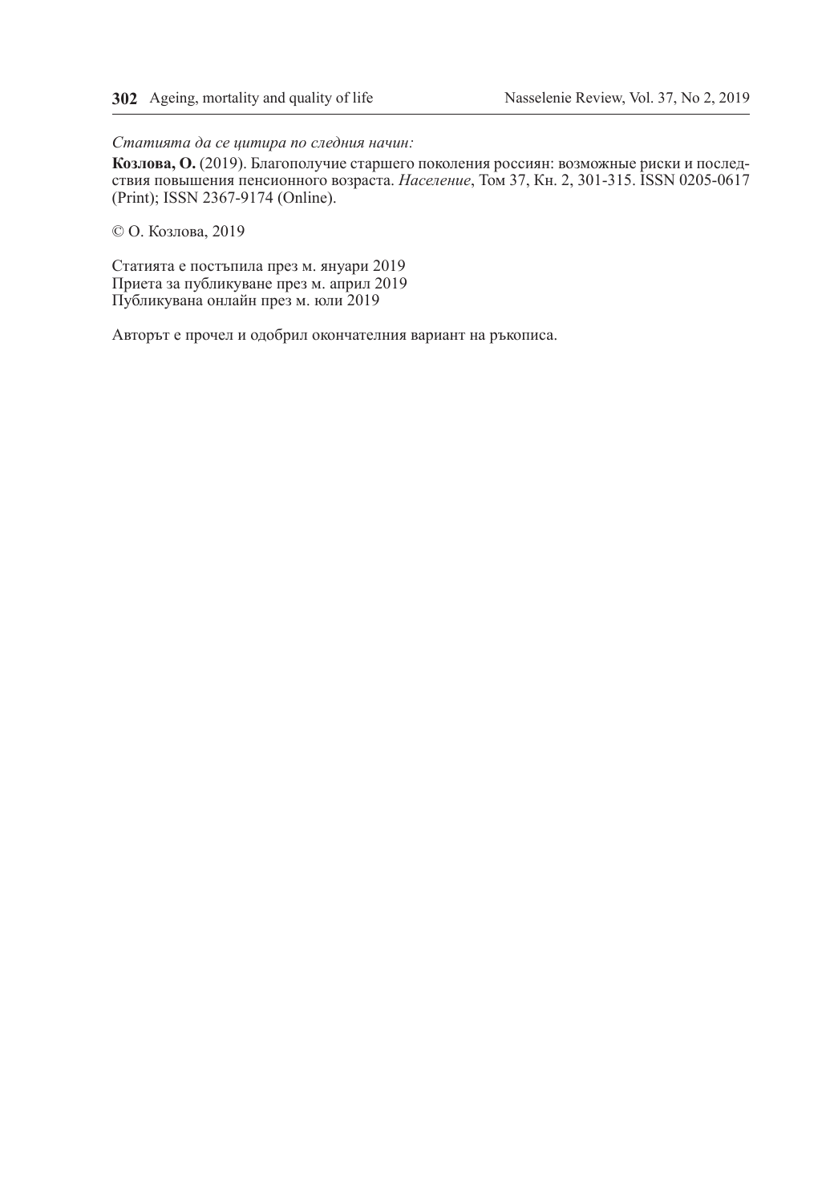*Статията да се цитира по следния начин:*

**Козлова, О.** (2019). Благополучие старшего поколения россиян: возможные риски и последствия повышения пенсионного возраста. *Население*, Том 37, Кн. 2, 301-315. ISSN 0205-0617 (Print); ISSN 2367-9174 (Online).

© О. Козлова, 2019

Статията е постъпила през м. януари 2019
Приета за публикуване през м. април 2019
Публикувана онлайн през м. юли 2019

Авторът е прочел и одобрил окончателния вариант на ръкописа.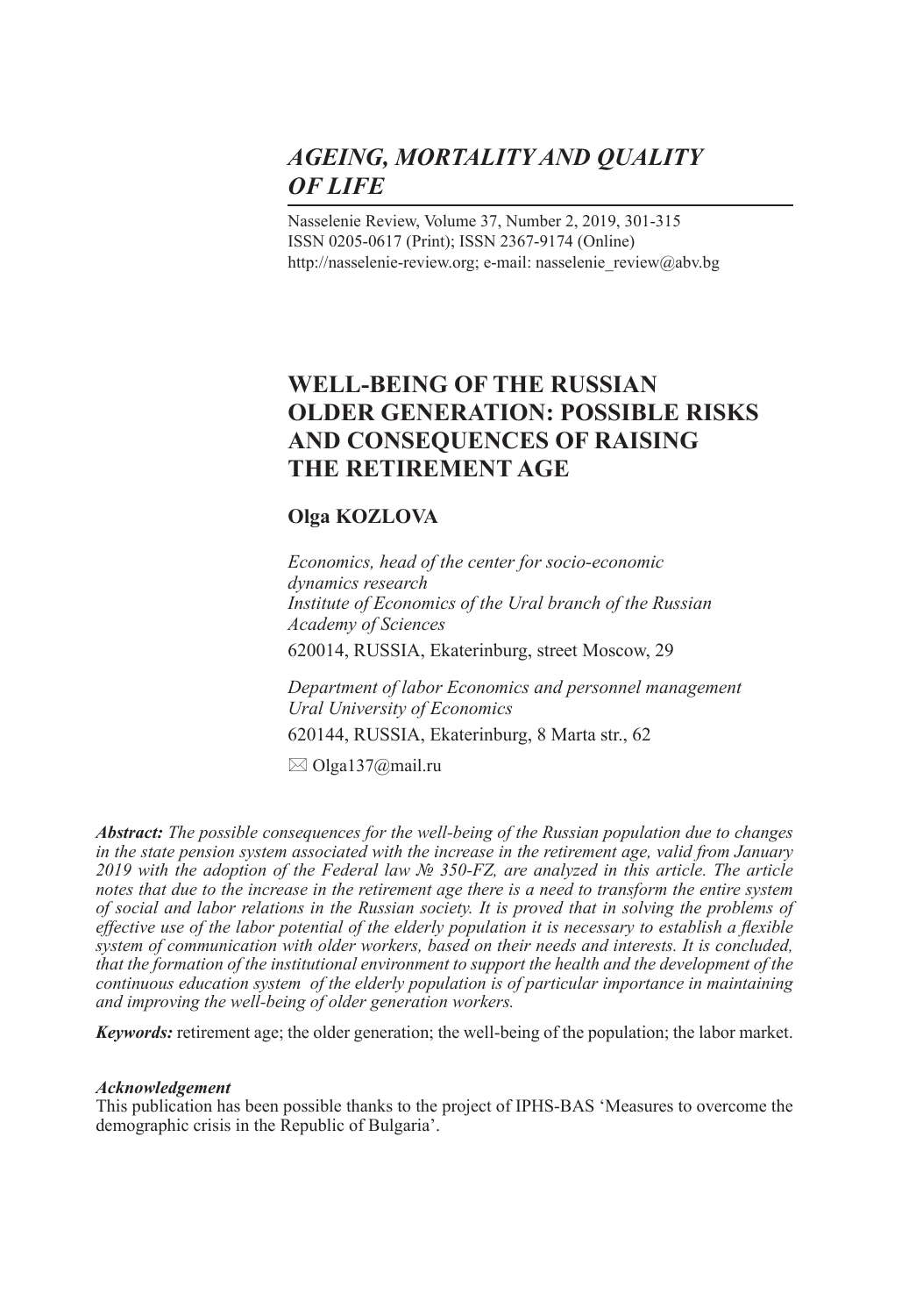# *AGEING, MORTALITY AND QUALITY OF LIFE*

Nasselenie Review, Volume 37, Number 2, 2019, 301-315
ISSN 0205-0617 (Print); ISSN 2367-9174 (Online)
http://nasselenie-review.org; e-mail: nasselenie_review@abv.bg

# WELL-BEING OF THE RUSSIAN OLDER GENERATION: POSSIBLE RISKS AND CONSEQUENCES OF RAISING THE RETIREMENT AGE

**Olga KOZLOVA**

*Economics, head of the center for socio-economic dynamics research*
*Institute of Economics of the Ural branch of the Russian Academy of Sciences*
620014, RUSSIA, Ekaterinburg, street Moscow, 29

*Department of labor Economics and personnel management*
*Ural University of Economics*
620144, RUSSIA, Ekaterinburg, 8 Marta str., 62

✉ Olga137@mail.ru

***Abstract:*** *The possible consequences for the well-being of the Russian population due to changes in the state pension system associated with the increase in the retirement age, valid from January 2019 with the adoption of the Federal law № 350-FZ, are analyzed in this article. The article notes that due to the increase in the retirement age there is a need to transform the entire system of social and labor relations in the Russian society. It is proved that in solving the problems of effective use of the labor potential of the elderly population it is necessary to establish a flexible system of communication with older workers, based on their needs and interests. It is concluded, that the formation of the institutional environment to support the health and the development of the continuous education system of the elderly population is of particular importance in maintaining and improving the well-being of older generation workers.*

***Keywords:*** retirement age; the older generation; the well-being of the population; the labor market.

***Acknowledgement***
This publication has been possible thanks to the project of IPHS-BAS 'Measures to overcome the demographic crisis in the Republic of Bulgaria'.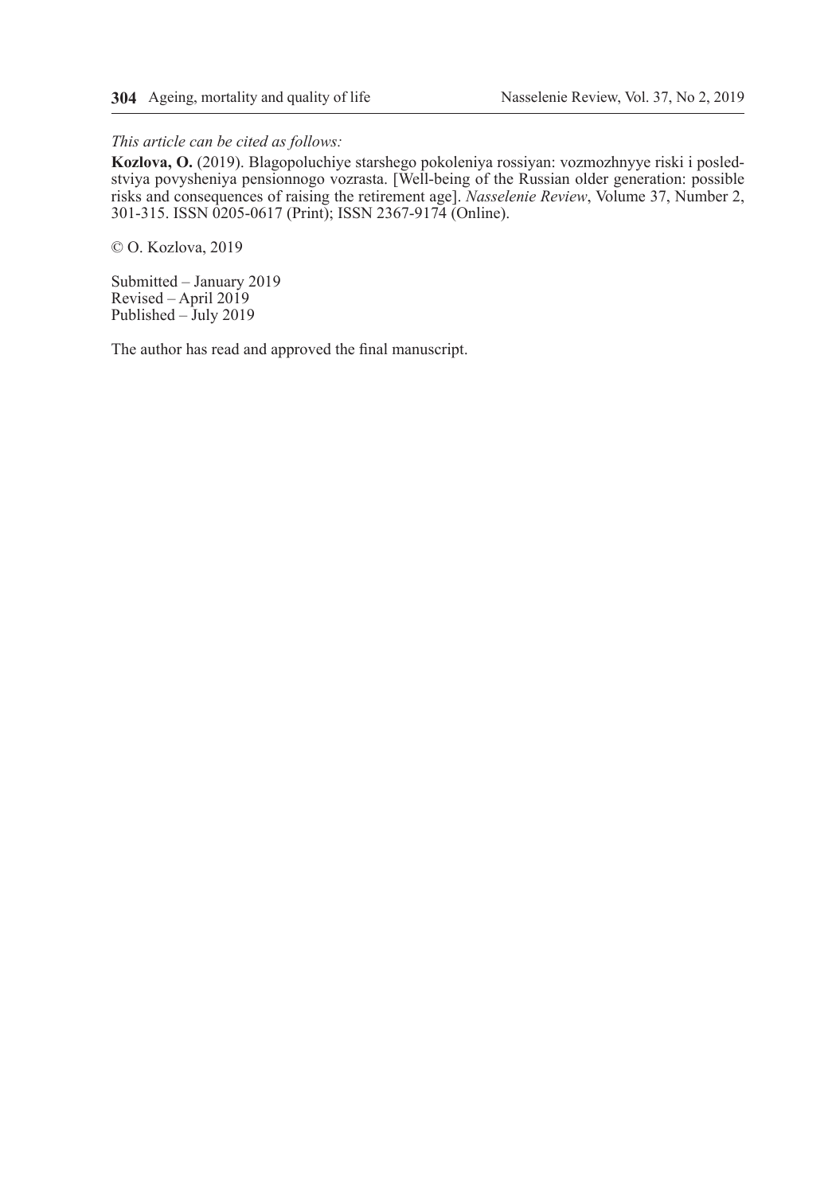*This article can be cited as follows:*

**Kozlova, O.** (2019). Blagopoluchiye starshego pokoleniya rossiyan: vozmozhnyye riski i posledstviya povysheniya pensionnogo vozrasta. [Well-being of the Russian older generation: possible risks and consequences of raising the retirement age]. *Nasselenie Review*, Volume 37, Number 2, 301-315. ISSN 0205-0617 (Print); ISSN 2367-9174 (Online).

© O. Kozlova, 2019

Submitted – January 2019
Revised – April 2019
Published – July 2019

The author has read and approved the final manuscript.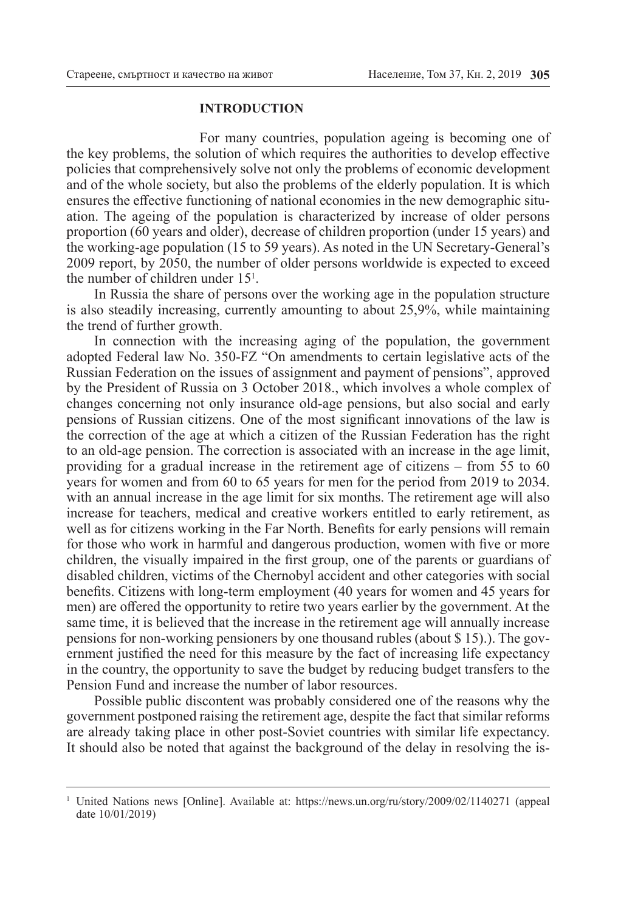## INTRODUCTION

For many countries, population ageing is becoming one of the key problems, the solution of which requires the authorities to develop effective policies that comprehensively solve not only the problems of economic development and of the whole society, but also the problems of the elderly population. It is which ensures the effective functioning of national economies in the new demographic situation. The ageing of the population is characterized by increase of older persons proportion (60 years and older), decrease of children proportion (under 15 years) and the working-age population (15 to 59 years). As noted in the UN Secretary-General's 2009 report, by 2050, the number of older persons worldwide is expected to exceed the number of children under 15[1].

In Russia the share of persons over the working age in the population structure is also steadily increasing, currently amounting to about 25,9%, while maintaining the trend of further growth.

In connection with the increasing aging of the population, the government adopted Federal law No. 350-FZ "On amendments to certain legislative acts of the Russian Federation on the issues of assignment and payment of pensions", approved by the President of Russia on 3 October 2018., which involves a whole complex of changes concerning not only insurance old-age pensions, but also social and early pensions of Russian citizens. One of the most significant innovations of the law is the correction of the age at which a citizen of the Russian Federation has the right to an old-age pension. The correction is associated with an increase in the age limit, providing for a gradual increase in the retirement age of citizens – from 55 to 60 years for women and from 60 to 65 years for men for the period from 2019 to 2034. with an annual increase in the age limit for six months. The retirement age will also increase for teachers, medical and creative workers entitled to early retirement, as well as for citizens working in the Far North. Benefits for early pensions will remain for those who work in harmful and dangerous production, women with five or more children, the visually impaired in the first group, one of the parents or guardians of disabled children, victims of the Chernobyl accident and other categories with social benefits. Citizens with long-term employment (40 years for women and 45 years for men) are offered the opportunity to retire two years earlier by the government. At the same time, it is believed that the increase in the retirement age will annually increase pensions for non-working pensioners by one thousand rubles (about $ 15).). The government justified the need for this measure by the fact of increasing life expectancy in the country, the opportunity to save the budget by reducing budget transfers to the Pension Fund and increase the number of labor resources.

Possible public discontent was probably considered one of the reasons why the government postponed raising the retirement age, despite the fact that similar reforms are already taking place in other post-Soviet countries with similar life expectancy. It should also be noted that against the background of the delay in resolving the is-

---

[1] United Nations news [Online]. Available at: https://news.un.org/ru/story/2009/02/1140271 (appeal date 10/01/2019)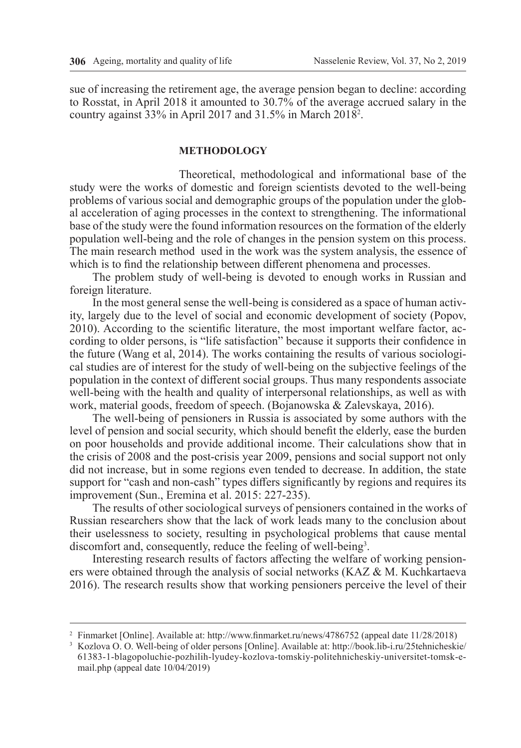sue of increasing the retirement age, the average pension began to decline: according to Rosstat, in April 2018 it amounted to 30.7% of the average accrued salary in the country against 33% in April 2017 and 31.5% in March 2018[2].

## METHODOLOGY

Theoretical, methodological and informational base of the study were the works of domestic and foreign scientists devoted to the well-being problems of various social and demographic groups of the population under the global acceleration of aging processes in the context to strengthening. The informational base of the study were the found information resources on the formation of the elderly population well-being and the role of changes in the pension system on this process. The main research method used in the work was the system analysis, the essence of which is to find the relationship between different phenomena and processes.

The problem study of well-being is devoted to enough works in Russian and foreign literature.

In the most general sense the well-being is considered as a space of human activity, largely due to the level of social and economic development of society (Popov, 2010). According to the scientific literature, the most important welfare factor, according to older persons, is "life satisfaction" because it supports their confidence in the future (Wang et al, 2014). The works containing the results of various sociological studies are of interest for the study of well-being on the subjective feelings of the population in the context of different social groups. Thus many respondents associate well-being with the health and quality of interpersonal relationships, as well as with work, material goods, freedom of speech. (Bojanowska & Zalevskaya, 2016).

The well-being of pensioners in Russia is associated by some authors with the level of pension and social security, which should benefit the elderly, ease the burden on poor households and provide additional income. Their calculations show that in the crisis of 2008 and the post-crisis year 2009, pensions and social support not only did not increase, but in some regions even tended to decrease. In addition, the state support for "cash and non-cash" types differs significantly by regions and requires its improvement (Sun., Eremina et al. 2015: 227-235).

The results of other sociological surveys of pensioners contained in the works of Russian researchers show that the lack of work leads many to the conclusion about their uselessness to society, resulting in psychological problems that cause mental discomfort and, consequently, reduce the feeling of well-being[3].

Interesting research results of factors affecting the welfare of working pensioners were obtained through the analysis of social networks (KAZ & M. Kuchkartaeva 2016). The research results show that working pensioners perceive the level of their

---

[2] Finmarket [Online]. Available at: http://www.finmarket.ru/news/4786752 (appeal date 11/28/2018)

[3] Kozlova O. O. Well-being of older persons [Online]. Available at: http://book.lib-i.ru/25tehnicheskie/61383-1-blagopoluchie-pozhilih-lyudey-kozlova-tomskiy-politehnicheskiy-universitet-tomsk-e-mail.php (appeal date 10/04/2019)